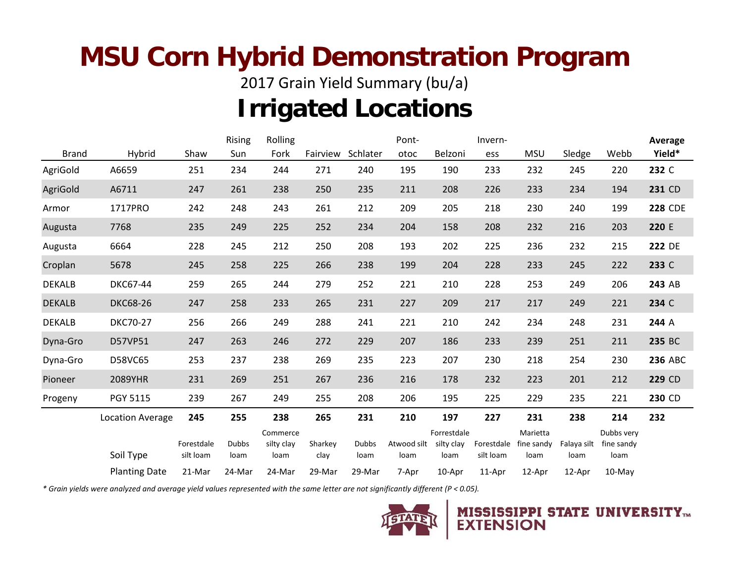# MSU Corn Hybrid Demonstration Program

2017 Grain Yield Summary (bu/a)

## Irrigated Locations

| Brand | Hybrid | Shaw | Rising Sun | Rolling Fork | Fairview | Schlater | Pont-otoc | Belzoni | Invern-ess | MSU | Sledge | Webb | Average Yield* |
|---|---|---|---|---|---|---|---|---|---|---|---|---|---|
| AgriGold | A6659 | 251 | 234 | 244 | 271 | 240 | 195 | 190 | 233 | 232 | 245 | 220 | **232** C |
| AgriGold | A6711 | 247 | 261 | 238 | 250 | 235 | 211 | 208 | 226 | 233 | 234 | 194 | **231** CD |
| Armor | 1717PRO | 242 | 248 | 243 | 261 | 212 | 209 | 205 | 218 | 230 | 240 | 199 | **228** CDE |
| Augusta | 7768 | 235 | 249 | 225 | 252 | 234 | 204 | 158 | 208 | 232 | 216 | 203 | **220** E |
| Augusta | 6664 | 228 | 245 | 212 | 250 | 208 | 193 | 202 | 225 | 236 | 232 | 215 | **222** DE |
| Croplan | 5678 | 245 | 258 | 225 | 266 | 238 | 199 | 204 | 228 | 233 | 245 | 222 | **233** C |
| DEKALB | DKC67-44 | 259 | 265 | 244 | 279 | 252 | 221 | 210 | 228 | 253 | 249 | 206 | **243** AB |
| DEKALB | DKC68-26 | 247 | 258 | 233 | 265 | 231 | 227 | 209 | 217 | 217 | 249 | 221 | **234** C |
| DEKALB | DKC70-27 | 256 | 266 | 249 | 288 | 241 | 221 | 210 | 242 | 234 | 248 | 231 | **244** A |
| Dyna-Gro | D57VP51 | 247 | 263 | 246 | 272 | 229 | 207 | 186 | 233 | 239 | 251 | 211 | **235** BC |
| Dyna-Gro | D58VC65 | 253 | 237 | 238 | 269 | 235 | 223 | 207 | 230 | 218 | 254 | 230 | **236** ABC |
| Pioneer | 2089YHR | 231 | 269 | 251 | 267 | 236 | 216 | 178 | 232 | 223 | 201 | 212 | **229** CD |
| Progeny | PGY 5115 | 239 | 267 | 249 | 255 | 208 | 206 | 195 | 225 | 229 | 235 | 221 | **230** CD |
| | Location Average | **245** | **255** | **238** | **265** | **231** | **210** | **197** | **227** | **231** | **238** | **214** | **232** |
| | Soil Type | Forestdale silt loam | Dubbs loam | Commerce silty clay loam | Sharkey clay | Dubbs loam | Atwood silt loam | Forrestdale silty clay loam | Forestdale silt loam | Marietta fine sandy loam | Falaya silt loam | Dubbs very fine sandy loam | |
| | Planting Date | 21-Mar | 24-Mar | 24-Mar | 29-Mar | 29-Mar | 7-Apr | 10-Apr | 11-Apr | 12-Apr | 12-Apr | 10-May | |

*\* Grain yields were analyzed and average yield values represented with the same letter are not significantly different (P < 0.05).*

MISSISSIPPI STATE UNIVERSITY™ EXTENSION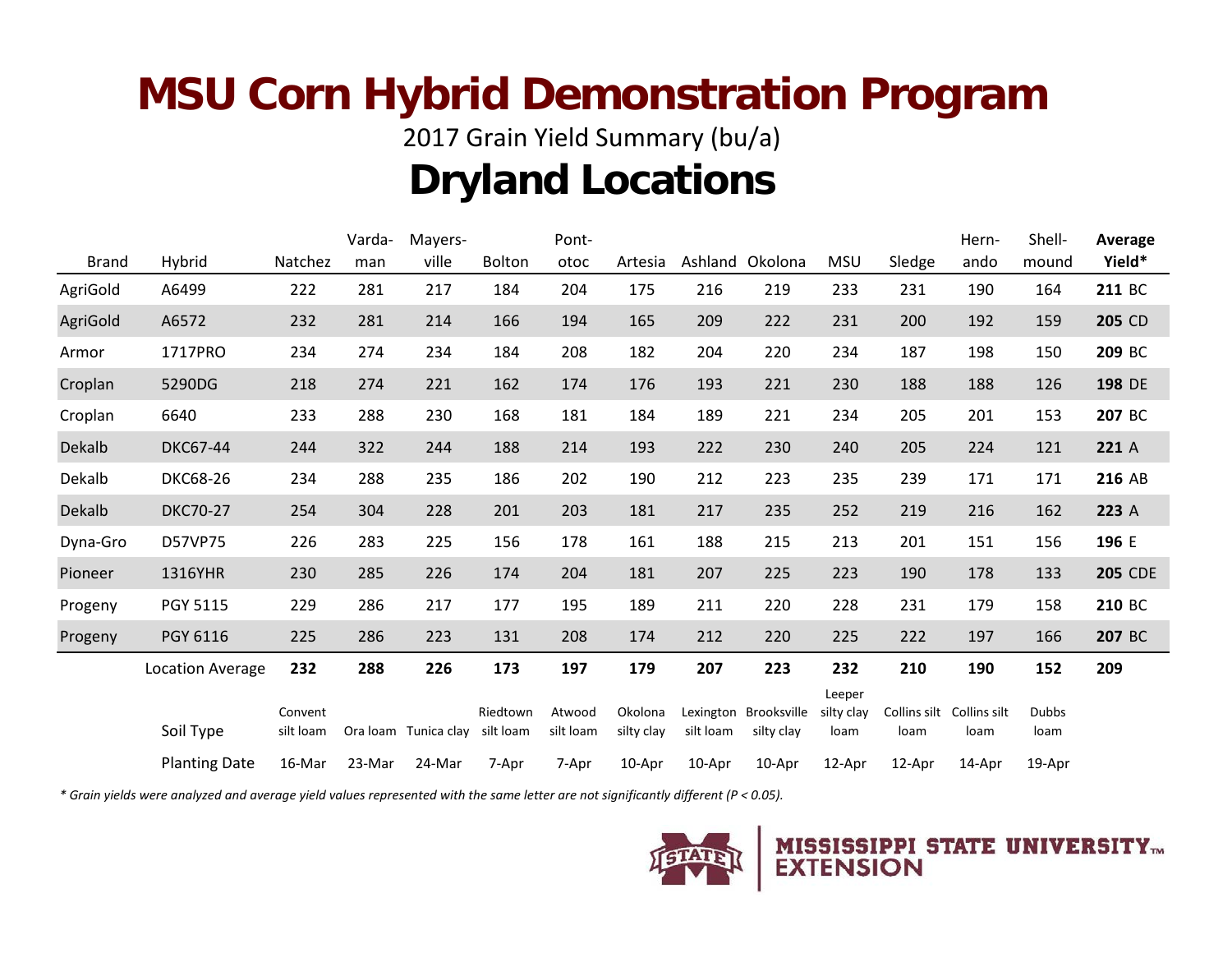# MSU Corn Hybrid Demonstration Program

2017 Grain Yield Summary (bu/a)

## Dryland Locations

| Brand | Hybrid | Natchez | Varda-man | Mayers-ville | Bolton | Pont-otoc | Artesia | Ashland | Okolona | MSU | Sledge | Hern-ando | Shell-mound | Average Yield* |
|---|---|---|---|---|---|---|---|---|---|---|---|---|---|---|
| AgriGold | A6499 | 222 | 281 | 217 | 184 | 204 | 175 | 216 | 219 | 233 | 231 | 190 | 164 | **211** BC |
| AgriGold | A6572 | 232 | 281 | 214 | 166 | 194 | 165 | 209 | 222 | 231 | 200 | 192 | 159 | **205** CD |
| Armor | 1717PRO | 234 | 274 | 234 | 184 | 208 | 182 | 204 | 220 | 234 | 187 | 198 | 150 | **209** BC |
| Croplan | 5290DG | 218 | 274 | 221 | 162 | 174 | 176 | 193 | 221 | 230 | 188 | 188 | 126 | **198** DE |
| Croplan | 6640 | 233 | 288 | 230 | 168 | 181 | 184 | 189 | 221 | 234 | 205 | 201 | 153 | **207** BC |
| Dekalb | DKC67-44 | 244 | 322 | 244 | 188 | 214 | 193 | 222 | 230 | 240 | 205 | 224 | 121 | **221** A |
| Dekalb | DKC68-26 | 234 | 288 | 235 | 186 | 202 | 190 | 212 | 223 | 235 | 239 | 171 | 171 | **216** AB |
| Dekalb | DKC70-27 | 254 | 304 | 228 | 201 | 203 | 181 | 217 | 235 | 252 | 219 | 216 | 162 | **223** A |
| Dyna-Gro | D57VP75 | 226 | 283 | 225 | 156 | 178 | 161 | 188 | 215 | 213 | 201 | 151 | 156 | **196** E |
| Pioneer | 1316YHR | 230 | 285 | 226 | 174 | 204 | 181 | 207 | 225 | 223 | 190 | 178 | 133 | **205** CDE |
| Progeny | PGY 5115 | 229 | 286 | 217 | 177 | 195 | 189 | 211 | 220 | 228 | 231 | 179 | 158 | **210** BC |
| Progeny | PGY 6116 | 225 | 286 | 223 | 131 | 208 | 174 | 212 | 220 | 225 | 222 | 197 | 166 | **207** BC |
| | Location Average | **232** | **288** | **226** | **173** | **197** | **179** | **207** | **223** | **232** | **210** | **190** | **152** | **209** |
| | Soil Type | Convent silt loam | Ora loam | Tunica clay | Riedtown silt loam | Atwood silt loam | Okolona silty clay | Lexington silt loam | Brooksville silty clay | Leeper silty clay loam | Collins silt loam | Collins silt loam | Dubbs loam | |
| | Planting Date | 16-Mar | 23-Mar | 24-Mar | 7-Apr | 7-Apr | 10-Apr | 10-Apr | 10-Apr | 12-Apr | 12-Apr | 14-Apr | 19-Apr | |

*\* Grain yields were analyzed and average yield values represented with the same letter are not significantly different ($P < 0.05$).*

MISSISSIPPI STATE UNIVERSITY™ EXTENSION